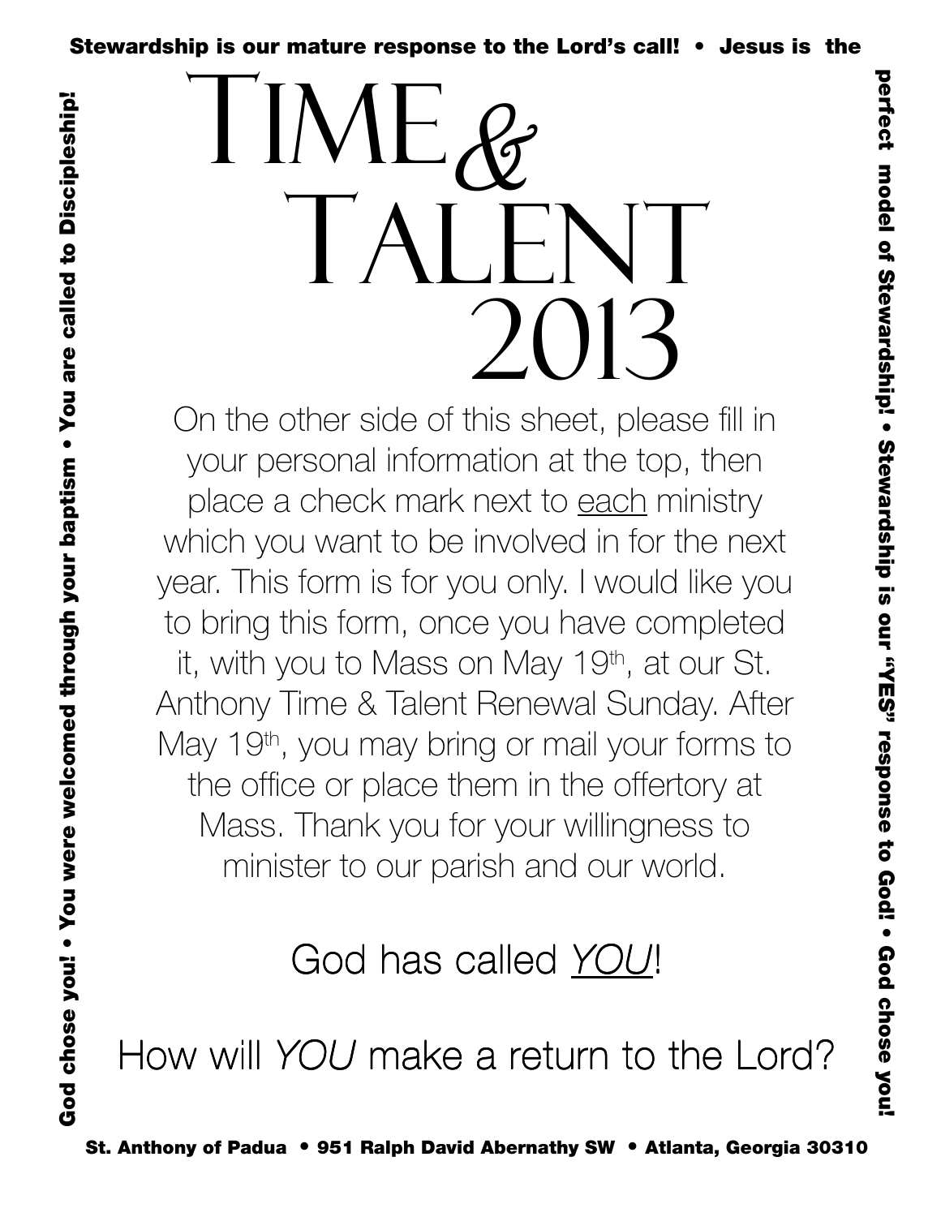Stewardship is our mature response to the Lord's call! • Jesus is the perfect model of Stewardship! • Stewardship is our "YES" response to God! • God chose you! • You were welcomed through your baptism • You are called to Discipleship!

# Time & Talent 2013

On the other side of this sheet, please fill in your personal information at the top, then place a check mark next to each ministry which you want to be involved in for the next year. This form is for you only. I would like you to bring this form, once you have completed it, with you to Mass on May 19th, at our St. Anthony Time & Talent Renewal Sunday. After May 19th, you may bring or mail your forms to the office or place them in the offertory at Mass. Thank you for your willingness to minister to our parish and our world.

God has called *YOU*!

How will *YOU* make a return to the Lord?

**St. Anthony of Padua • 951 Ralph David Abernathy SW • Atlanta, Georgia 30310**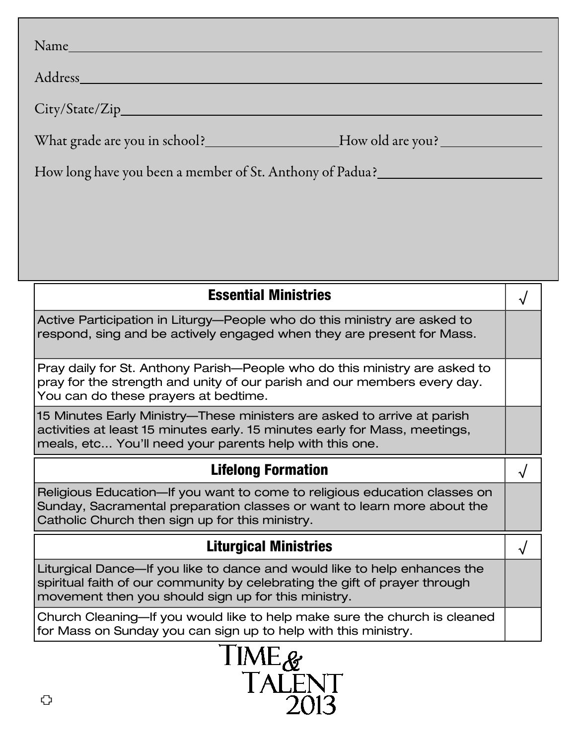Name______________________________________________

Address____________________________________________

City/State/Zip______________________________________

What grade are you in school?________________ How old are you?____________

How long have you been a member of St. Anthony of Padua?________________

| Essential Ministries | √ |
| --- | --- |
| Active Participation in Liturgy—People who do this ministry are asked to respond, sing and be actively engaged when they are present for Mass. | |
| Pray daily for St. Anthony Parish—People who do this ministry are asked to pray for the strength and unity of our parish and our members every day. You can do these prayers at bedtime. | |
| 15 Minutes Early Ministry—These ministers are asked to arrive at parish activities at least 15 minutes early. 15 minutes early for Mass, meetings, meals, etc... You'll need your parents help with this one. | |

| Lifelong Formation | √ |
| --- | --- |
| Religious Education—If you want to come to religious education classes on Sunday, Sacramental preparation classes or want to learn more about the Catholic Church then sign up for this ministry. | |

| Liturgical Ministries | √ |
| --- | --- |
| Liturgical Dance—If you like to dance and would like to help enhances the spiritual faith of our community by celebrating the gift of prayer through movement then you should sign up for this ministry. | |
| Church Cleaning—If you would like to help make sure the church is cleaned for Mass on Sunday you can sign up to help with this ministry. | |

TIME & TALENT 2013